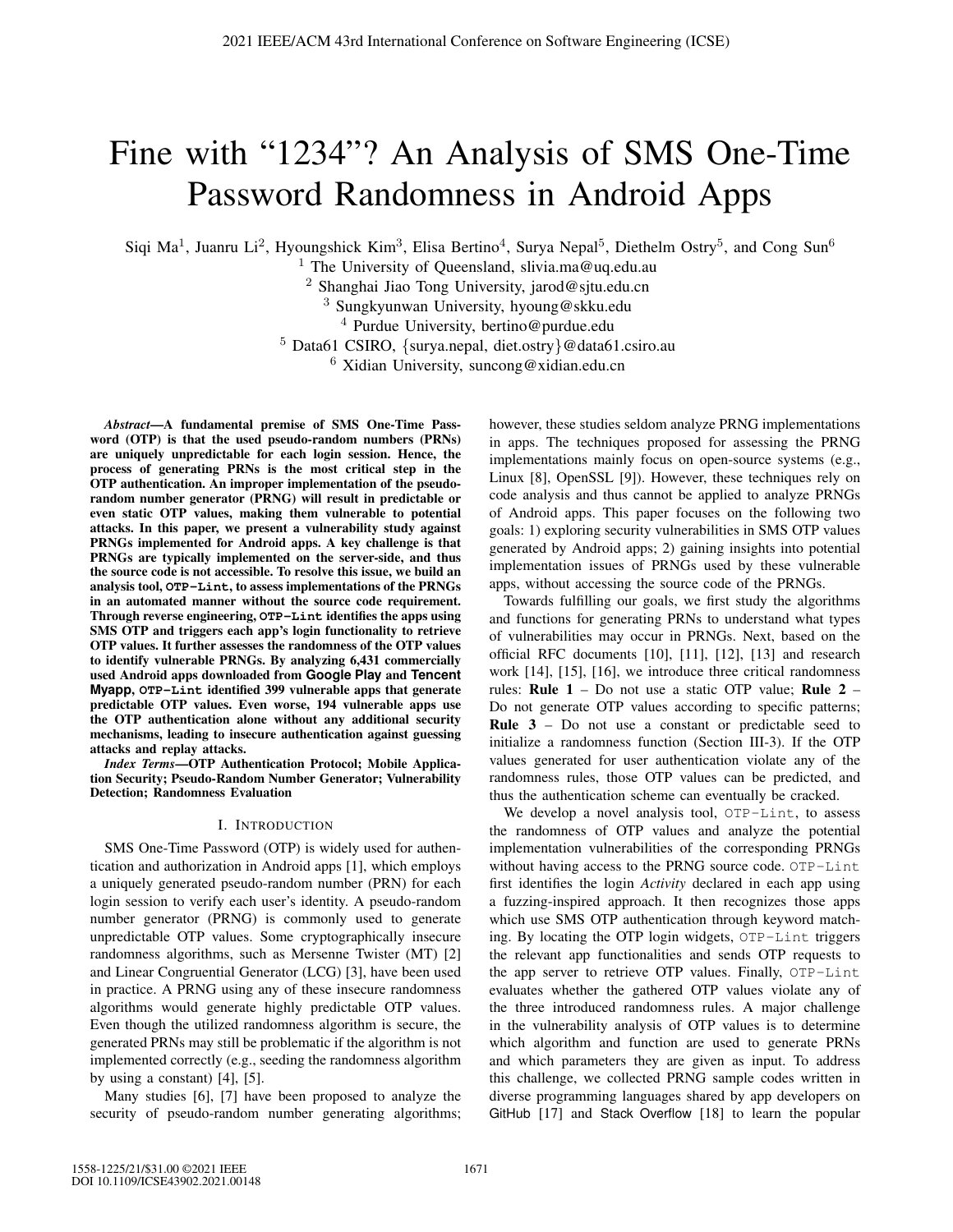# Fine with "1234"? An Analysis of SMS One-Time Password Randomness in Android Apps

Siqi Ma[1], Juanru Li[2], Hyoungshick Kim[3], Elisa Bertino[4], Surya Nepal[5], Diethelm Ostry[5], and Cong Sun[6]

[1] The University of Queensland, slivia.ma@uq.edu.au
[2] Shanghai Jiao Tong University, jarod@sjtu.edu.cn
[3] Sungkyunwan University, hyoung@skku.edu
[4] Purdue University, bertino@purdue.edu
[5] Data61 CSIRO, {surya.nepal, diet.ostry}@data61.csiro.au
[6] Xidian University, suncong@xidian.edu.cn

***Abstract*—A fundamental premise of SMS One-Time Password (OTP) is that the used pseudo-random numbers (PRNs) are uniquely unpredictable for each login session. Hence, the process of generating PRNs is the most critical step in the OTP authentication. An improper implementation of the pseudo-random number generator (PRNG) will result in predictable or even static OTP values, making them vulnerable to potential attacks. In this paper, we present a vulnerability study against PRNGs implemented for Android apps. A key challenge is that PRNGs are typically implemented on the server-side, and thus the source code is not accessible. To resolve this issue, we build an analysis tool, `OTP-Lint`, to assess implementations of the PRNGs in an automated manner without the source code requirement. Through reverse engineering, `OTP-Lint` identifies the apps using SMS OTP and triggers each app's login functionality to retrieve OTP values. It further assesses the randomness of the OTP values to identify vulnerable PRNGs. By analyzing 6,431 commercially used Android apps downloaded from Google Play and Tencent Myapp, `OTP-Lint` identified 399 vulnerable apps that generate predictable OTP values. Even worse, 194 vulnerable apps use the OTP authentication alone without any additional security mechanisms, leading to insecure authentication against guessing attacks and replay attacks.**

***Index Terms*—OTP Authentication Protocol; Mobile Application Security; Pseudo-Random Number Generator; Vulnerability Detection; Randomness Evaluation**

## I. Introduction

SMS One-Time Password (OTP) is widely used for authentication and authorization in Android apps [1], which employs a uniquely generated pseudo-random number (PRN) for each login session to verify each user's identity. A pseudo-random number generator (PRNG) is commonly used to generate unpredictable OTP values. Some cryptographically insecure randomness algorithms, such as Mersenne Twister (MT) [2] and Linear Congruential Generator (LCG) [3], have been used in practice. A PRNG using any of these insecure randomness algorithms would generate highly predictable OTP values. Even though the utilized randomness algorithm is secure, the generated PRNs may still be problematic if the algorithm is not implemented correctly (e.g., seeding the randomness algorithm by using a constant) [4], [5].

Many studies [6], [7] have been proposed to analyze the security of pseudo-random number generating algorithms; however, these studies seldom analyze PRNG implementations in apps. The techniques proposed for assessing the PRNG implementations mainly focus on open-source systems (e.g., Linux [8], OpenSSL [9]). However, these techniques rely on code analysis and thus cannot be applied to analyze PRNGs of Android apps. This paper focuses on the following two goals: 1) exploring security vulnerabilities in SMS OTP values generated by Android apps; 2) gaining insights into potential implementation issues of PRNGs used by these vulnerable apps, without accessing the source code of the PRNGs.

Towards fulfilling our goals, we first study the algorithms and functions for generating PRNs to understand what types of vulnerabilities may occur in PRNGs. Next, based on the official RFC documents [10], [11], [12], [13] and research work [14], [15], [16], we introduce three critical randomness rules: **Rule 1** – Do not use a static OTP value; **Rule 2** – Do not generate OTP values according to specific patterns; **Rule 3** – Do not use a constant or predictable seed to initialize a randomness function (Section III-3). If the OTP values generated for user authentication violate any of the randomness rules, those OTP values can be predicted, and thus the authentication scheme can eventually be cracked.

We develop a novel analysis tool, `OTP-Lint`, to assess the randomness of OTP values and analyze the potential implementation vulnerabilities of the corresponding PRNGs without having access to the PRNG source code. `OTP-Lint` first identifies the login *Activity* declared in each app using a fuzzing-inspired approach. It then recognizes those apps which use SMS OTP authentication through keyword matching. By locating the OTP login widgets, `OTP-Lint` triggers the relevant app functionalities and sends OTP requests to the app server to retrieve OTP values. Finally, `OTP-Lint` evaluates whether the gathered OTP values violate any of the three introduced randomness rules. A major challenge in the vulnerability analysis of OTP values is to determine which algorithm and function are used to generate PRNs and which parameters they are given as input. To address this challenge, we collected PRNG sample codes written in diverse programming languages shared by app developers on GitHub [17] and Stack Overflow [18] to learn the popular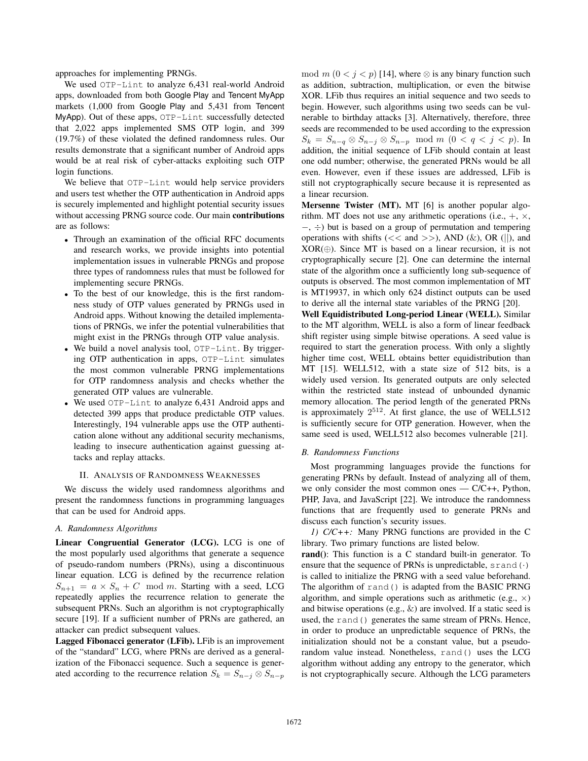approaches for implementing PRNGs.

We used OTP-Lint to analyze 6,431 real-world Android apps, downloaded from both Google Play and Tencent MyApp markets (1,000 from Google Play and 5,431 from Tencent MyApp). Out of these apps, OTP-Lint successfully detected that 2,022 apps implemented SMS OTP login, and 399 (19.7%) of these violated the defined randomness rules. Our results demonstrate that a significant number of Android apps would be at real risk of cyber-attacks exploiting such OTP login functions.

We believe that OTP-Lint would help service providers and users test whether the OTP authentication in Android apps is securely implemented and highlight potential security issues without accessing PRNG source code. Our main **contributions** are as follows:

- Through an examination of the official RFC documents and research works, we provide insights into potential implementation issues in vulnerable PRNGs and propose three types of randomness rules that must be followed for implementing secure PRNGs.
- To the best of our knowledge, this is the first randomness study of OTP values generated by PRNGs used in Android apps. Without knowing the detailed implementations of PRNGs, we infer the potential vulnerabilities that might exist in the PRNGs through OTP value analysis.
- We build a novel analysis tool, OTP-Lint. By triggering OTP authentication in apps, OTP-Lint simulates the most common vulnerable PRNG implementations for OTP randomness analysis and checks whether the generated OTP values are vulnerable.
- We used OTP-Lint to analyze 6,431 Android apps and detected 399 apps that produce predictable OTP values. Interestingly, 194 vulnerable apps use the OTP authentication alone without any additional security mechanisms, leading to insecure authentication against guessing attacks and replay attacks.

## II. Analysis of Randomness Weaknesses

We discuss the widely used randomness algorithms and present the randomness functions in programming languages that can be used for Android apps.

### A. Randomness Algorithms

**Linear Congruential Generator (LCG).** LCG is one of the most popularly used algorithms that generate a sequence of pseudo-random numbers (PRNs), using a discontinuous linear equation. LCG is defined by the recurrence relation $S_{n+1} = a \times S_n + C \mod m$. Starting with a seed, LCG repeatedly applies the recurrence relation to generate the subsequent PRNs. Such an algorithm is not cryptographically secure [19]. If a sufficient number of PRNs are gathered, an attacker can predict subsequent values.

**Lagged Fibonacci generator (LFib).** LFib is an improvement of the "standard" LCG, where PRNs are derived as a generalization of the Fibonacci sequence. Such a sequence is generated according to the recurrence relation $S_k = S_{n-j} \otimes S_{n-p} \mod m \ (0 < j < p)$ [14], where $\otimes$ is any binary function such as addition, subtraction, multiplication, or even the bitwise XOR. LFib thus requires an initial sequence and two seeds to begin. However, such algorithms using two seeds can be vulnerable to birthday attacks [3]. Alternatively, therefore, three seeds are recommended to be used according to the expression $S_k = S_{n-q} \otimes S_{n-j} \otimes S_{n-p} \mod m \ (0 < q < j < p)$. In addition, the initial sequence of LFib should contain at least one odd number; otherwise, the generated PRNs would be all even. However, even if these issues are addressed, LFib is still not cryptographically secure because it is represented as a linear recursion.

**Mersenne Twister (MT).** MT [6] is another popular algorithm. MT does not use any arithmetic operations (i.e., $+$, $\times$, $-$, $\div$) but is based on a group of permutation and tempering operations with shifts ($<<$ and $>>$), AND (&), OR (||), and XOR($\oplus$). Since MT is based on a linear recursion, it is not cryptographically secure [2]. One can determine the internal state of the algorithm once a sufficiently long sub-sequence of outputs is observed. The most common implementation of MT is MT19937, in which only 624 distinct outputs can be used to derive all the internal state variables of the PRNG [20].

**Well Equidistributed Long-period Linear (WELL).** Similar to the MT algorithm, WELL is also a form of linear feedback shift register using simple bitwise operations. A seed value is required to start the generation process. With only a slightly higher time cost, WELL obtains better equidistribution than MT [15]. WELL512, with a state size of 512 bits, is a widely used version. Its generated outputs are only selected within the restricted state instead of unbounded dynamic memory allocation. The period length of the generated PRNs is approximately $2^{512}$. At first glance, the use of WELL512 is sufficiently secure for OTP generation. However, when the same seed is used, WELL512 also becomes vulnerable [21].

### B. Randomness Functions

Most programming languages provide the functions for generating PRNs by default. Instead of analyzing all of them, we only consider the most common ones — C/C++, Python, PHP, Java, and JavaScript [22]. We introduce the randomness functions that are frequently used to generate PRNs and discuss each function's security issues.

*1) C/C++:* Many PRNG functions are provided in the C library. Two primary functions are listed below.

**rand()**: This function is a C standard built-in generator. To ensure that the sequence of PRNs is unpredictable, srand(·) is called to initialize the PRNG with a seed value beforehand. The algorithm of rand() is adapted from the BASIC PRNG algorithm, and simple operations such as arithmetic (e.g., $\times$) and bitwise operations (e.g., &) are involved. If a static seed is used, the rand() generates the same stream of PRNs. Hence, in order to produce an unpredictable sequence of PRNs, the initialization should not be a constant value, but a pseudo-random value instead. Nonetheless, rand() uses the LCG algorithm without adding any entropy to the generator, which is not cryptographically secure. Although the LCG parameters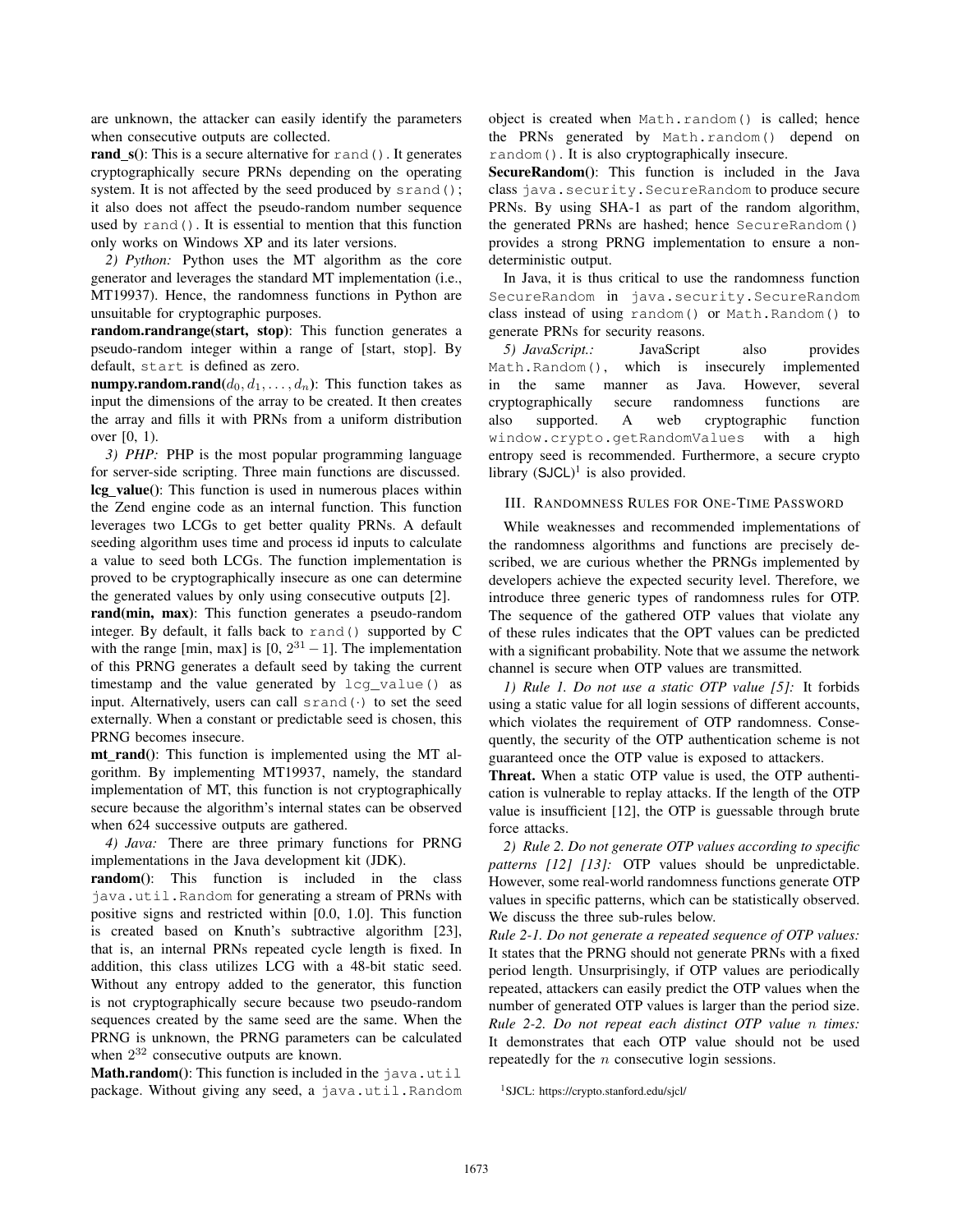are unknown, the attacker can easily identify the parameters when consecutive outputs are collected.

**rand_s()**: This is a secure alternative for `rand()`. It generates cryptographically secure PRNs depending on the operating system. It is not affected by the seed produced by `srand()`; it also does not affect the pseudo-random number sequence used by `rand()`. It is essential to mention that this function only works on Windows XP and its later versions.

*2) Python:* Python uses the MT algorithm as the core generator and leverages the standard MT implementation (i.e., MT19937). Hence, the randomness functions in Python are unsuitable for cryptographic purposes.

**random.randrange(start, stop)**: This function generates a pseudo-random integer within a range of [start, stop]. By default, `start` is defined as zero.

**numpy.random.rand($d_0, d_1, \ldots, d_n$)**: This function takes as input the dimensions of the array to be created. It then creates the array and fills it with PRNs from a uniform distribution over [0, 1).

*3) PHP:* PHP is the most popular programming language for server-side scripting. Three main functions are discussed.

**lcg_value()**: This function is used in numerous places within the Zend engine code as an internal function. This function leverages two LCGs to get better quality PRNs. A default seeding algorithm uses time and process id inputs to calculate a value to seed both LCGs. The function implementation is proved to be cryptographically insecure as one can determine the generated values by only using consecutive outputs [2].

**rand(min, max)**: This function generates a pseudo-random integer. By default, it falls back to `rand()` supported by C with the range [min, max] is [0, $2^{31}-1$]. The implementation of this PRNG generates a default seed by taking the current timestamp and the value generated by `lcg_value()` as input. Alternatively, users can call `srand(·)` to set the seed externally. When a constant or predictable seed is chosen, this PRNG becomes insecure.

**mt_rand()**: This function is implemented using the MT algorithm. By implementing MT19937, namely, the standard implementation of MT, this function is not cryptographically secure because the algorithm's internal states can be observed when 624 successive outputs are gathered.

*4) Java:* There are three primary functions for PRNG implementations in the Java development kit (JDK).

**random()**: This function is included in the class `java.util.Random` for generating a stream of PRNs with positive signs and restricted within [0.0, 1.0]. This function is created based on Knuth's subtractive algorithm [23], that is, an internal PRNs repeated cycle length is fixed. In addition, this class utilizes LCG with a 48-bit static seed. Without any entropy added to the generator, this function is not cryptographically secure because two pseudo-random sequences created by the same seed are the same. When the PRNG is unknown, the PRNG parameters can be calculated when $2^{32}$ consecutive outputs are known.

**Math.random()**: This function is included in the `java.util` package. Without giving any seed, a `java.util.Random` object is created when `Math.random()` is called; hence the PRNs generated by `Math.random()` depend on `random()`. It is also cryptographically insecure.

**SecureRandom()**: This function is included in the Java class `java.security.SecureRandom` to produce secure PRNs. By using SHA-1 as part of the random algorithm, the generated PRNs are hashed; hence `SecureRandom()` provides a strong PRNG implementation to ensure a non-deterministic output.

In Java, it is thus critical to use the randomness function `SecureRandom` in `java.security.SecureRandom` class instead of using `random()` or `Math.Random()` to generate PRNs for security reasons.

*5) JavaScript.:* JavaScript also provides `Math.Random()`, which is insecurely implemented in the same manner as Java. However, several cryptographically secure randomness functions are also supported. A web cryptographic function `window.crypto.getRandomValues` with a high entropy seed is recommended. Furthermore, a secure crypto library (SJCL)[1] is also provided.

## III. Randomness Rules for One-Time Password

While weaknesses and recommended implementations of the randomness algorithms and functions are precisely described, we are curious whether the PRNGs implemented by developers achieve the expected security level. Therefore, we introduce three generic types of randomness rules for OTP. The sequence of the gathered OTP values that violate any of these rules indicates that the OPT values can be predicted with a significant probability. Note that we assume the network channel is secure when OTP values are transmitted.

*1) Rule 1. Do not use a static OTP value [5]:* It forbids using a static value for all login sessions of different accounts, which violates the requirement of OTP randomness. Consequently, the security of the OTP authentication scheme is not guaranteed once the OTP value is exposed to attackers.

**Threat.** When a static OTP value is used, the OTP authentication is vulnerable to replay attacks. If the length of the OTP value is insufficient [12], the OTP is guessable through brute force attacks.

*2) Rule 2. Do not generate OTP values according to specific patterns [12] [13]:* OTP values should be unpredictable. However, some real-world randomness functions generate OTP values in specific patterns, which can be statistically observed. We discuss the three sub-rules below.

*Rule 2-1. Do not generate a repeated sequence of OTP values:* It states that the PRNG should not generate PRNs with a fixed period length. Unsurprisingly, if OTP values are periodically repeated, attackers can easily predict the OTP values when the number of generated OTP values is larger than the period size.

*Rule 2-2. Do not repeat each distinct OTP value $n$ times:* It demonstrates that each OTP value should not be used repeatedly for the $n$ consecutive login sessions.

[1]SJCL: https://crypto.stanford.edu/sjcl/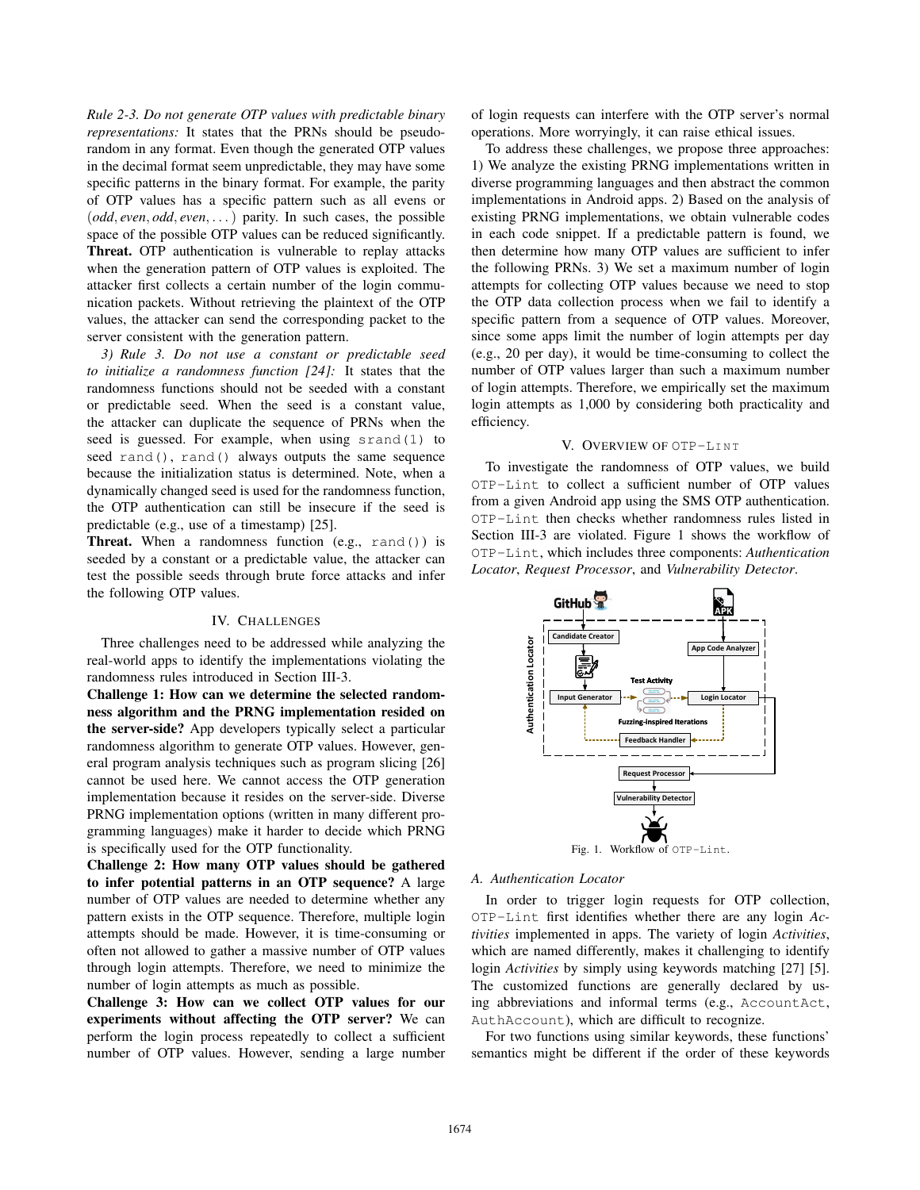*Rule 2-3. Do not generate OTP values with predictable binary representations:* It states that the PRNs should be pseudo-random in any format. Even though the generated OTP values in the decimal format seem unpredictable, they may have some specific patterns in the binary format. For example, the parity of OTP values has a specific pattern such as all evens or $(odd, even, odd, even, \dots)$ parity. In such cases, the possible space of the possible OTP values can be reduced significantly.

**Threat.** OTP authentication is vulnerable to replay attacks when the generation pattern of OTP values is exploited. The attacker first collects a certain number of the login communication packets. Without retrieving the plaintext of the OTP values, the attacker can send the corresponding packet to the server consistent with the generation pattern.

*3) Rule 3. Do not use a constant or predictable seed to initialize a randomness function [24]:* It states that the randomness functions should not be seeded with a constant or predictable seed. When the seed is a constant value, the attacker can duplicate the sequence of PRNs when the seed is guessed. For example, when using `srand(1)` to seed `rand()`, `rand()` always outputs the same sequence because the initialization status is determined. Note, when a dynamically changed seed is used for the randomness function, the OTP authentication can still be insecure if the seed is predictable (e.g., use of a timestamp) [25].

**Threat.** When a randomness function (e.g., `rand()`) is seeded by a constant or a predictable value, the attacker can test the possible seeds through brute force attacks and infer the following OTP values.

## IV. Challenges

Three challenges need to be addressed while analyzing the real-world apps to identify the implementations violating the randomness rules introduced in Section III-3.

**Challenge 1: How can we determine the selected randomness algorithm and the PRNG implementation resided on the server-side?** App developers typically select a particular randomness algorithm to generate OTP values. However, general program analysis techniques such as program slicing [26] cannot be used here. We cannot access the OTP generation implementation because it resides on the server-side. Diverse PRNG implementation options (written in many different programming languages) make it harder to decide which PRNG is specifically used for the OTP functionality.

**Challenge 2: How many OTP values should be gathered to infer potential patterns in an OTP sequence?** A large number of OTP values are needed to determine whether any pattern exists in the OTP sequence. Therefore, multiple login attempts should be made. However, it is time-consuming or often not allowed to gather a massive number of OTP values through login attempts. Therefore, we need to minimize the number of login attempts as much as possible.

**Challenge 3: How can we collect OTP values for our experiments without affecting the OTP server?** We can perform the login process repeatedly to collect a sufficient number of OTP values. However, sending a large number of login requests can interfere with the OTP server's normal operations. More worryingly, it can raise ethical issues.

To address these challenges, we propose three approaches: 1) We analyze the existing PRNG implementations written in diverse programming languages and then abstract the common implementations in Android apps. 2) Based on the analysis of existing PRNG implementations, we obtain vulnerable codes in each code snippet. If a predictable pattern is found, we then determine how many OTP values are sufficient to infer the following PRNs. 3) We set a maximum number of login attempts for collecting OTP values because we need to stop the OTP data collection process when we fail to identify a specific pattern from a sequence of OTP values. Moreover, since some apps limit the number of login attempts per day (e.g., 20 per day), it would be time-consuming to collect the number of OTP values larger than such a maximum number of login attempts. Therefore, we empirically set the maximum login attempts as 1,000 by considering both practicality and efficiency.

## V. Overview of OTP-Lint

To investigate the randomness of OTP values, we build `OTP-Lint` to collect a sufficient number of OTP values from a given Android app using the SMS OTP authentication. `OTP-Lint` then checks whether randomness rules listed in Section III-3 are violated. Figure 1 shows the workflow of `OTP-Lint`, which includes three components: *Authentication Locator*, *Request Processor*, and *Vulnerability Detector*.

Fig. 1. Workflow of `OTP-Lint`.

### A. Authentication Locator

In order to trigger login requests for OTP collection, `OTP-Lint` first identifies whether there are any login *Activities* implemented in apps. The variety of login *Activities*, which are named differently, makes it challenging to identify login *Activities* by simply using keywords matching [27] [5]. The customized functions are generally declared by using abbreviations and informal terms (e.g., `AccountAct`, `AuthAccount`), which are difficult to recognize.

For two functions using similar keywords, these functions' semantics might be different if the order of these keywords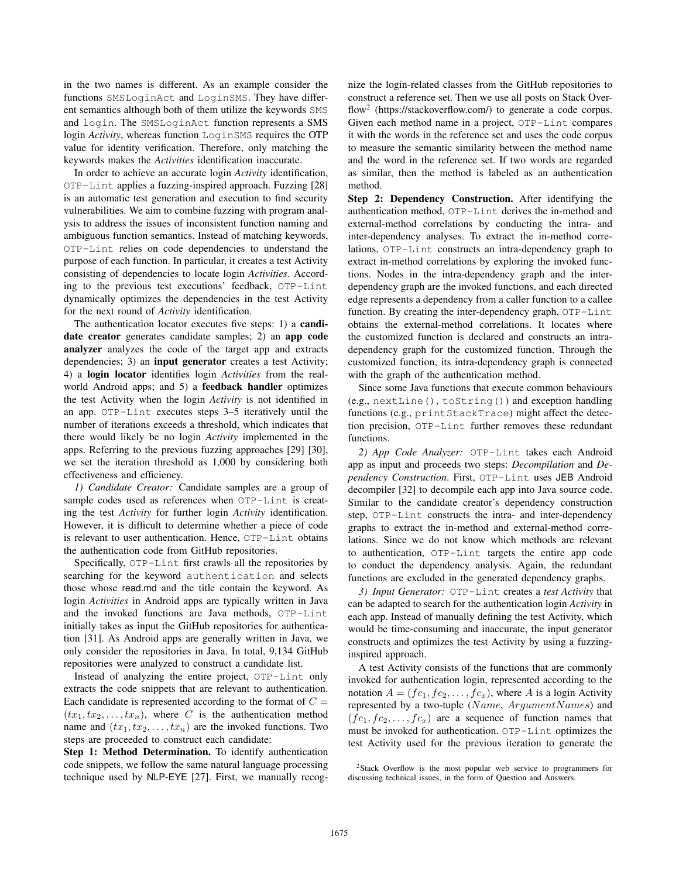in the two names is different. As an example consider the functions `SMSLoginAct` and `LoginSMS`. They have different semantics although both of them utilize the keywords `SMS` and `login`. The `SMSLoginAct` function represents a SMS login *Activity*, whereas function `LoginSMS` requires the OTP value for identity verification. Therefore, only matching the keywords makes the *Activities* identification inaccurate.

In order to achieve an accurate login *Activity* identification, `OTP-Lint` applies a fuzzing-inspired approach. Fuzzing [28] is an automatic test generation and execution to find security vulnerabilities. We aim to combine fuzzing with program analysis to address the issues of inconsistent function naming and ambiguous function semantics. Instead of matching keywords, `OTP-Lint` relies on code dependencies to understand the purpose of each function. In particular, it creates a test Activity consisting of dependencies to locate login *Activities*. According to the previous test executions' feedback, `OTP-Lint` dynamically optimizes the dependencies in the test Activity for the next round of *Activity* identification.

The authentication locator executes five steps: 1) a **candidate creator** generates candidate samples; 2) an **app code analyzer** analyzes the code of the target app and extracts dependencies; 3) an **input generator** creates a test Activity; 4) a **login locator** identifies login *Activities* from the real-world Android apps; and 5) a **feedback handler** optimizes the test Activity when the login *Activity* is not identified in an app. `OTP-Lint` executes steps 3–5 iteratively until the number of iterations exceeds a threshold, which indicates that there would likely be no login *Activity* implemented in the apps. Referring to the previous fuzzing approaches [29] [30], we set the iteration threshold as 1,000 by considering both effectiveness and efficiency.

*1) Candidate Creator:* Candidate samples are a group of sample codes used as references when `OTP-Lint` is creating the test *Activity* for further login *Activity* identification. However, it is difficult to determine whether a piece of code is relevant to user authentication. Hence, `OTP-Lint` obtains the authentication code from GitHub repositories.

Specifically, `OTP-Lint` first crawls all the repositories by searching for the keyword `authentication` and selects those whose read.md and the title contain the keyword. As login *Activities* in Android apps are typically written in Java and the invoked functions are Java methods, `OTP-Lint` initially takes as input the GitHub repositories for authentication [31]. As Android apps are generally written in Java, we only consider the repositories in Java. In total, 9,134 GitHub repositories were analyzed to construct a candidate list.

Instead of analyzing the entire project, `OTP-Lint` only extracts the code snippets that are relevant to authentication. Each candidate is represented according to the format of $C = (tx_1, tx_2, \ldots, tx_n)$, where $C$ is the authentication method name and $(tx_1, tx_2, \ldots, tx_n)$ are the invoked functions. Two steps are proceeded to construct each candidate:

**Step 1: Method Determination.** To identify authentication code snippets, we follow the same natural language processing technique used by NLP-EYE [27]. First, we manually recognize the login-related classes from the GitHub repositories to construct a reference set. Then we use all posts on Stack Overflow[2] (https://stackoverflow.com/) to generate a code corpus. Given each method name in a project, `OTP-Lint` compares it with the words in the reference set and uses the code corpus to measure the semantic similarity between the method name and the word in the reference set. If two words are regarded as similar, then the method is labeled as an authentication method.

**Step 2: Dependency Construction.** After identifying the authentication method, `OTP-Lint` derives the in-method and external-method correlations by conducting the intra- and inter-dependency analyses. To extract the in-method correlations, `OTP-Lint` constructs an intra-dependency graph to extract in-method correlations by exploring the invoked functions. Nodes in the intra-dependency graph and the inter-dependency graph are the invoked functions, and each directed edge represents a dependency from a caller function to a callee function. By creating the inter-dependency graph, `OTP-Lint` obtains the external-method correlations. It locates where the customized function is declared and constructs an intra-dependency graph for the customized function. Through the customized function, its intra-dependency graph is connected with the graph of the authentication method.

Since some Java functions that execute common behaviours (e.g., `nextLine()`, `toString()`) and exception handling functions (e.g., `printStackTrace`) might affect the detection precision, `OTP-Lint` further removes these redundant functions.

*2) App Code Analyzer:* `OTP-Lint` takes each Android app as input and proceeds two steps: *Decompilation* and *Dependency Construction*. First, `OTP-Lint` uses JEB Android decompiler [32] to decompile each app into Java source code. Similar to the candidate creator's dependency construction step, `OTP-Lint` constructs the intra- and inter-dependency graphs to extract the in-method and external-method correlations. Since we do not know which methods are relevant to authentication, `OTP-Lint` targets the entire app code to conduct the dependency analysis. Again, the redundant functions are excluded in the generated dependency graphs.

*3) Input Generator:* `OTP-Lint` creates a *test Activity* that can be adapted to search for the authentication login *Activity* in each app. Instead of manually defining the test Activity, which would be time-consuming and inaccurate, the input generator constructs and optimizes the test Activity by using a fuzzing-inspired approach.

A test Activity consists of the functions that are commonly invoked for authentication login, represented according to the notation $A = (fc_1, fc_2, \ldots, fc_x)$, where $A$ is a login Activity represented by a two-tuple ($Name$, $ArgumentNames$) and $(fc_1, fc_2, \ldots, fc_x)$ are a sequence of function names that must be invoked for authentication. `OTP-Lint` optimizes the test Activity used for the previous iteration to generate the

[2]Stack Overflow is the most popular web service to programmers for discussing technical issues, in the form of Question and Answers.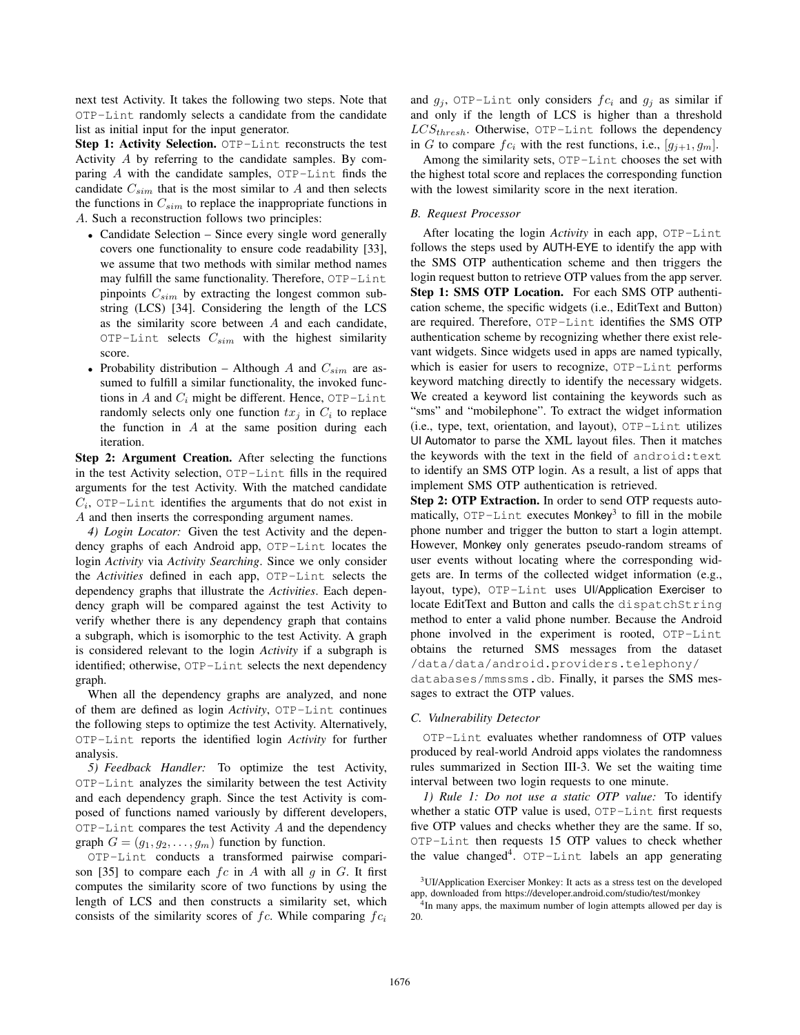next test Activity. It takes the following two steps. Note that OTP-Lint randomly selects a candidate from the candidate list as initial input for the input generator.

**Step 1: Activity Selection.** OTP-Lint reconstructs the test Activity $A$ by referring to the candidate samples. By comparing $A$ with the candidate samples, OTP-Lint finds the candidate $C_{sim}$ that is the most similar to $A$ and then selects the functions in $C_{sim}$ to replace the inappropriate functions in $A$. Such a reconstruction follows two principles:

- Candidate Selection – Since every single word generally covers one functionality to ensure code readability [33], we assume that two methods with similar method names may fulfill the same functionality. Therefore, OTP-Lint pinpoints $C_{sim}$ by extracting the longest common substring (LCS) [34]. Considering the length of the LCS as the similarity score between $A$ and each candidate, OTP-Lint selects $C_{sim}$ with the highest similarity score.
- Probability distribution – Although $A$ and $C_{sim}$ are assumed to fulfill a similar functionality, the invoked functions in $A$ and $C_i$ might be different. Hence, OTP-Lint randomly selects only one function $tx_j$ in $C_i$ to replace the function in $A$ at the same position during each iteration.

**Step 2: Argument Creation.** After selecting the functions in the test Activity selection, OTP-Lint fills in the required arguments for the test Activity. With the matched candidate $C_i$, OTP-Lint identifies the arguments that do not exist in $A$ and then inserts the corresponding argument names.

*4) Login Locator:* Given the test Activity and the dependency graphs of each Android app, OTP-Lint locates the login *Activity* via *Activity Searching*. Since we only consider the *Activities* defined in each app, OTP-Lint selects the dependency graphs that illustrate the *Activities*. Each dependency graph will be compared against the test Activity to verify whether there is any dependency graph that contains a subgraph, which is isomorphic to the test Activity. A graph is considered relevant to the login *Activity* if a subgraph is identified; otherwise, OTP-Lint selects the next dependency graph.

When all the dependency graphs are analyzed, and none of them are defined as login *Activity*, OTP-Lint continues the following steps to optimize the test Activity. Alternatively, OTP-Lint reports the identified login *Activity* for further analysis.

*5) Feedback Handler:* To optimize the test Activity, OTP-Lint analyzes the similarity between the test Activity and each dependency graph. Since the test Activity is composed of functions named variously by different developers, OTP-Lint compares the test Activity $A$ and the dependency graph $G = (g_1, g_2, \ldots, g_m)$ function by function.

OTP-Lint conducts a transformed pairwise comparison [35] to compare each $fc$ in $A$ with all $g$ in $G$. It first computes the similarity score of two functions by using the length of LCS and then constructs a similarity set, which consists of the similarity scores of $fc$. While comparing $fc_i$ and $g_j$, OTP-Lint only considers $fc_i$ and $g_j$ as similar if and only if the length of LCS is higher than a threshold $LCS_{thresh}$. Otherwise, OTP-Lint follows the dependency in $G$ to compare $fc_i$ with the rest functions, i.e., $[g_{j+1}, g_m]$.

Among the similarity sets, OTP-Lint chooses the set with the highest total score and replaces the corresponding function with the lowest similarity score in the next iteration.

### B. Request Processor

After locating the login *Activity* in each app, OTP-Lint follows the steps used by AUTH-EYE to identify the app with the SMS OTP authentication scheme and then triggers the login request button to retrieve OTP values from the app server.

**Step 1: SMS OTP Location.** For each SMS OTP authentication scheme, the specific widgets (i.e., EditText and Button) are required. Therefore, OTP-Lint identifies the SMS OTP authentication scheme by recognizing whether there exist relevant widgets. Since widgets used in apps are named typically, which is easier for users to recognize, OTP-Lint performs keyword matching directly to identify the necessary widgets. We created a keyword list containing the keywords such as "sms" and "mobilephone". To extract the widget information (i.e., type, text, orientation, and layout), OTP-Lint utilizes UI Automator to parse the XML layout files. Then it matches the keywords with the text in the field of `android:text` to identify an SMS OTP login. As a result, a list of apps that implement SMS OTP authentication is retrieved.

**Step 2: OTP Extraction.** In order to send OTP requests automatically, OTP-Lint executes Monkey[3] to fill in the mobile phone number and trigger the button to start a login attempt. However, Monkey only generates pseudo-random streams of user events without locating where the corresponding widgets are. In terms of the collected widget information (e.g., layout, type), OTP-Lint uses UI/Application Exerciser to locate EditText and Button and calls the `dispatchString` method to enter a valid phone number. Because the Android phone involved in the experiment is rooted, OTP-Lint obtains the returned SMS messages from the dataset `/data/data/android.providers.telephony/databases/mmssms.db`. Finally, it parses the SMS messages to extract the OTP values.

### C. Vulnerability Detector

OTP-Lint evaluates whether randomness of OTP values produced by real-world Android apps violates the randomness rules summarized in Section III-3. We set the waiting time interval between two login requests to one minute.

*1) Rule 1: Do not use a static OTP value:* To identify whether a static OTP value is used, OTP-Lint first requests five OTP values and checks whether they are the same. If so, OTP-Lint then requests 15 OTP values to check whether the value changed[4]. OTP-Lint labels an app generating

[3]UI/Application Exerciser Monkey: It acts as a stress test on the developed app, downloaded from https://developer.android.com/studio/test/monkey

[4]In many apps, the maximum number of login attempts allowed per day is 20.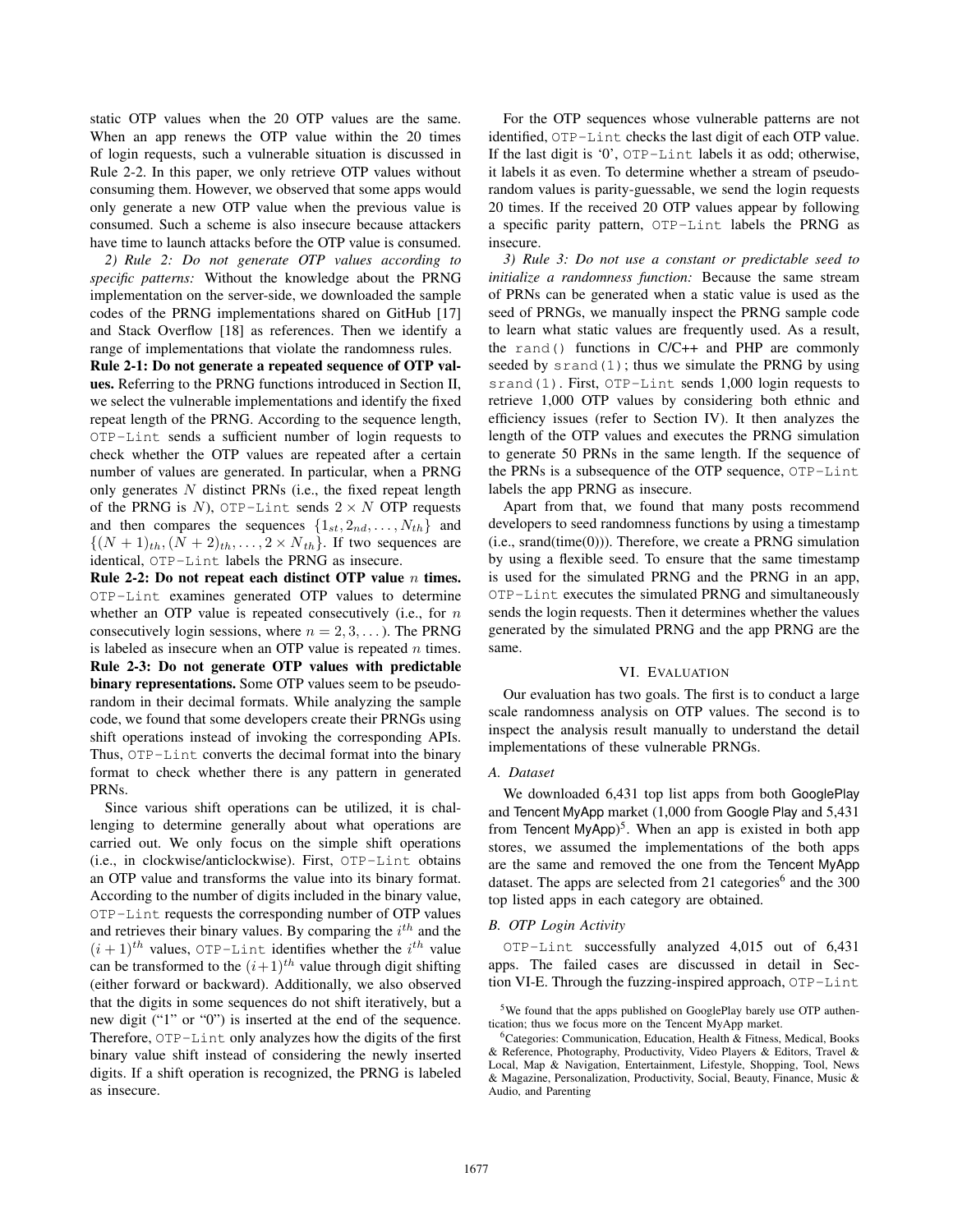static OTP values when the 20 OTP values are the same. When an app renews the OTP value within the 20 times of login requests, such a vulnerable situation is discussed in Rule 2-2. In this paper, we only retrieve OTP values without consuming them. However, we observed that some apps would only generate a new OTP value when the previous value is consumed. Such a scheme is also insecure because attackers have time to launch attacks before the OTP value is consumed.

*2) Rule 2: Do not generate OTP values according to specific patterns:* Without the knowledge about the PRNG implementation on the server-side, we downloaded the sample codes of the PRNG implementations shared on GitHub [17] and Stack Overflow [18] as references. Then we identify a range of implementations that violate the randomness rules.

**Rule 2-1: Do not generate a repeated sequence of OTP values.** Referring to the PRNG functions introduced in Section II, we select the vulnerable implementations and identify the fixed repeat length of the PRNG. According to the sequence length, `OTP-Lint` sends a sufficient number of login requests to check whether the OTP values are repeated after a certain number of values are generated. In particular, when a PRNG only generates $N$ distinct PRNs (i.e., the fixed repeat length of the PRNG is $N$), `OTP-Lint` sends $2 \times N$ OTP requests and then compares the sequences $\{1_{st}, 2_{nd}, \ldots, N_{th}\}$ and $\{(N+1)_{th}, (N+2)_{th}, \ldots, 2 \times N_{th}\}$. If two sequences are identical, `OTP-Lint` labels the PRNG as insecure.

**Rule 2-2: Do not repeat each distinct OTP value $n$ times.** `OTP-Lint` examines generated OTP values to determine whether an OTP value is repeated consecutively (i.e., for $n$ consecutively login sessions, where $n = 2, 3, \ldots$). The PRNG is labeled as insecure when an OTP value is repeated $n$ times.

**Rule 2-3: Do not generate OTP values with predictable binary representations.** Some OTP values seem to be pseudo-random in their decimal formats. While analyzing the sample code, we found that some developers create their PRNGs using shift operations instead of invoking the corresponding APIs. Thus, `OTP-Lint` converts the decimal format into the binary format to check whether there is any pattern in generated PRNs.

Since various shift operations can be utilized, it is challenging to determine generally about what operations are carried out. We only focus on the simple shift operations (i.e., in clockwise/anticlockwise). First, `OTP-Lint` obtains an OTP value and transforms the value into its binary format. According to the number of digits included in the binary value, `OTP-Lint` requests the corresponding number of OTP values and retrieves their binary values. By comparing the $i^{th}$ and the $(i+1)^{th}$ values, `OTP-Lint` identifies whether the $i^{th}$ value can be transformed to the $(i+1)^{th}$ value through digit shifting (either forward or backward). Additionally, we also observed that the digits in some sequences do not shift iteratively, but a new digit ("1" or "0") is inserted at the end of the sequence. Therefore, `OTP-Lint` only analyzes how the digits of the first binary value shift instead of considering the newly inserted digits. If a shift operation is recognized, the PRNG is labeled as insecure.

For the OTP sequences whose vulnerable patterns are not identified, `OTP-Lint` checks the last digit of each OTP value. If the last digit is '0', `OTP-Lint` labels it as odd; otherwise, it labels it as even. To determine whether a stream of pseudo-random values is parity-guessable, we send the login requests 20 times. If the received 20 OTP values appear by following a specific parity pattern, `OTP-Lint` labels the PRNG as insecure.

*3) Rule 3: Do not use a constant or predictable seed to initialize a randomness function:* Because the same stream of PRNs can be generated when a static value is used as the seed of PRNGs, we manually inspect the PRNG sample code to learn what static values are frequently used. As a result, the `rand()` functions in C/C++ and PHP are commonly seeded by `srand(1)`; thus we simulate the PRNG by using `srand(1)`. First, `OTP-Lint` sends 1,000 login requests to retrieve 1,000 OTP values by considering both ethnic and efficiency issues (refer to Section IV). It then analyzes the length of the OTP values and executes the PRNG simulation to generate 50 PRNs in the same length. If the sequence of the PRNs is a subsequence of the OTP sequence, `OTP-Lint` labels the app PRNG as insecure.

Apart from that, we found that many posts recommend developers to seed randomness functions by using a timestamp (i.e., srand(time(0))). Therefore, we create a PRNG simulation by using a flexible seed. To ensure that the same timestamp is used for the simulated PRNG and the PRNG in an app, `OTP-Lint` executes the simulated PRNG and simultaneously sends the login requests. Then it determines whether the values generated by the simulated PRNG and the app PRNG are the same.

## VI. Evaluation

Our evaluation has two goals. The first is to conduct a large scale randomness analysis on OTP values. The second is to inspect the analysis result manually to understand the detail implementations of these vulnerable PRNGs.

### A. Dataset

We downloaded 6,431 top list apps from both GooglePlay and Tencent MyApp market (1,000 from Google Play and 5,431 from Tencent MyApp)[5]. When an app is existed in both app stores, we assumed the implementations of the both apps are the same and removed the one from the Tencent MyApp dataset. The apps are selected from 21 categories[6] and the 300 top listed apps in each category are obtained.

### B. OTP Login Activity

`OTP-Lint` successfully analyzed 4,015 out of 6,431 apps. The failed cases are discussed in detail in Section VI-E. Through the fuzzing-inspired approach, `OTP-Lint`

[5] We found that the apps published on GooglePlay barely use OTP authentication; thus we focus more on the Tencent MyApp market.

[6] Categories: Communication, Education, Health & Fitness, Medical, Books & Reference, Photography, Productivity, Video Players & Editors, Travel & Local, Map & Navigation, Entertainment, Lifestyle, Shopping, Tool, News & Magazine, Personalization, Productivity, Social, Beauty, Finance, Music & Audio, and Parenting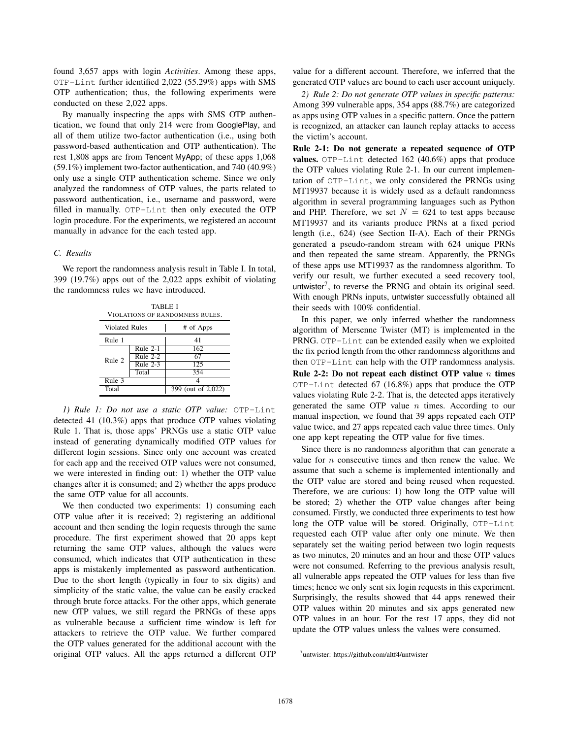found 3,657 apps with login *Activities*. Among these apps, OTP-Lint further identified 2,022 (55.29%) apps with SMS OTP authentication; thus, the following experiments were conducted on these 2,022 apps.

By manually inspecting the apps with SMS OTP authentication, we found that only 214 were from GooglePlay, and all of them utilize two-factor authentication (i.e., using both password-based authentication and OTP authentication). The rest 1,808 apps are from Tencent MyApp; of these apps 1,068 (59.1%) implement two-factor authentication, and 740 (40.9%) only use a single OTP authentication scheme. Since we only analyzed the randomness of OTP values, the parts related to password authentication, i.e., username and password, were filled in manually. OTP-Lint then only executed the OTP login procedure. For the experiments, we registered an account manually in advance for the each tested app.

### C. Results

We report the randomness analysis result in Table I. In total, 399 (19.7%) apps out of the 2,022 apps exhibit of violating the randomness rules we have introduced.

TABLE I
VIOLATIONS OF RANDOMNESS RULES.

| Violated Rules | | # of Apps |
|---|---|---|
| Rule 1 | | 41 |
| Rule 2 | Rule 2-1 | 162 |
| | Rule 2-2 | 67 |
| | Rule 2-3 | 125 |
| | Total | 354 |
| Rule 3 | | 4 |
| Total | | 399 (out of 2,022) |

*1) Rule 1: Do not use a static OTP value:* OTP-Lint detected 41 (10.3%) apps that produce OTP values violating Rule 1. That is, those apps' PRNGs use a static OTP value instead of generating dynamically modified OTP values for different login sessions. Since only one account was created for each app and the received OTP values were not consumed, we were interested in finding out: 1) whether the OTP value changes after it is consumed; and 2) whether the apps produce the same OTP value for all accounts.

We then conducted two experiments: 1) consuming each OTP value after it is received; 2) registering an additional account and then sending the login requests through the same procedure. The first experiment showed that 20 apps kept returning the same OTP values, although the values were consumed, which indicates that OTP authentication in these apps is mistakenly implemented as password authentication. Due to the short length (typically in four to six digits) and simplicity of the static value, the value can be easily cracked through brute force attacks. For the other apps, which generate new OTP values, we still regard the PRNGs of these apps as vulnerable because a sufficient time window is left for attackers to retrieve the OTP value. We further compared the OTP values generated for the additional account with the original OTP values. All the apps returned a different OTP value for a different account. Therefore, we inferred that the generated OTP values are bound to each user account uniquely.

*2) Rule 2: Do not generate OTP values in specific patterns:* Among 399 vulnerable apps, 354 apps (88.7%) are categorized as apps using OTP values in a specific pattern. Once the pattern is recognized, an attacker can launch replay attacks to access the victim's account.

**Rule 2-1: Do not generate a repeated sequence of OTP values.** OTP-Lint detected 162 (40.6%) apps that produce the OTP values violating Rule 2-1. In our current implementation of OTP-Lint, we only considered the PRNGs using MT19937 because it is widely used as a default randomness algorithm in several programming languages such as Python and PHP. Therefore, we set $N = 624$ to test apps because MT19937 and its variants produce PRNs at a fixed period length (i.e., 624) (see Section II-A). Each of their PRNGs generated a pseudo-random stream with 624 unique PRNs and then repeated the same stream. Apparently, the PRNGs of these apps use MT19937 as the randomness algorithm. To verify our result, we further executed a seed recovery tool, untwister[7], to reverse the PRNG and obtain its original seed. With enough PRNs inputs, untwister successfully obtained all their seeds with 100% confidential.

In this paper, we only inferred whether the randomness algorithm of Mersenne Twister (MT) is implemented in the PRNG. OTP-Lint can be extended easily when we exploited the fix period length from the other randomness algorithms and then OTP-Lint can help with the OTP randomness analysis.

**Rule 2-2: Do not repeat each distinct OTP value $n$ times** OTP-Lint detected 67 (16.8%) apps that produce the OTP values violating Rule 2-2. That is, the detected apps iteratively generated the same OTP value $n$ times. According to our manual inspection, we found that 39 apps repeated each OTP value twice, and 27 apps repeated each value three times. Only one app kept repeating the OTP value for five times.

Since there is no randomness algorithm that can generate a value for $n$ consecutive times and then renew the value. We assume that such a scheme is implemented intentionally and the OTP value are stored and being reused when requested. Therefore, we are curious: 1) how long the OTP value will be stored; 2) whether the OTP value changes after being consumed. Firstly, we conducted three experiments to test how long the OTP value will be stored. Originally, OTP-Lint requested each OTP value after only one minute. We then separately set the waiting period between two login requests as two minutes, 20 minutes and an hour and these OTP values were not consumed. Referring to the previous analysis result, all vulnerable apps repeated the OTP values for less than five times; hence we only sent six login requests in this experiment. Surprisingly, the results showed that 44 apps renewed their OTP values within 20 minutes and six apps generated new OTP values in an hour. For the rest 17 apps, they did not update the OTP values unless the values were consumed.

[7]untwister: https://github.com/altf4/untwister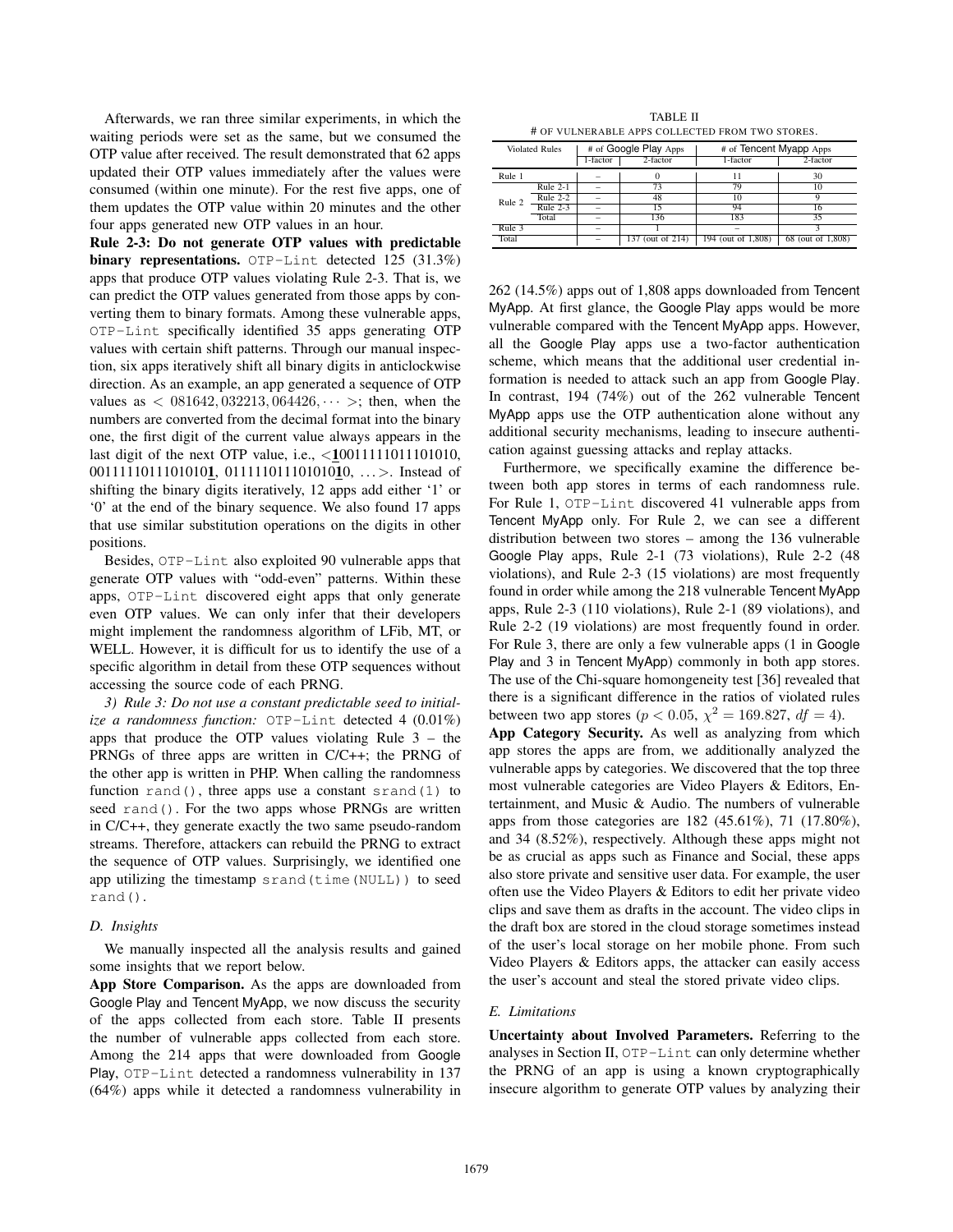Afterwards, we ran three similar experiments, in which the waiting periods were set as the same, but we consumed the OTP value after received. The result demonstrated that 62 apps updated their OTP values immediately after the values were consumed (within one minute). For the rest five apps, one of them updates the OTP value within 20 minutes and the other four apps generated new OTP values in an hour.

**Rule 2-3: Do not generate OTP values with predictable binary representations.** `OTP-Lint` detected 125 (31.3%) apps that produce OTP values violating Rule 2-3. That is, we can predict the OTP values generated from those apps by converting them to binary formats. Among these vulnerable apps, `OTP-Lint` specifically identified 35 apps generating OTP values with certain shift patterns. Through our manual inspection, six apps iteratively shift all binary digits in anticlockwise direction. As an example, an app generated a sequence of OTP values as $< 081642, 032213, 064426, \cdots >$; then, when the numbers are converted from the decimal format into the binary one, the first digit of the current value always appears in the last digit of the next OTP value, i.e., <**1**0011111011101010, 0011111011101010**1**, 011111011101010<u>**1**</u>0, ...>. Instead of shifting the binary digits iteratively, 12 apps add either '1' or '0' at the end of the binary sequence. We also found 17 apps that use similar substitution operations on the digits in other positions.

Besides, `OTP-Lint` also exploited 90 vulnerable apps that generate OTP values with "odd-even" patterns. Within these apps, `OTP-Lint` discovered eight apps that only generate even OTP values. We can only infer that their developers might implement the randomness algorithm of LFib, MT, or WELL. However, it is difficult for us to identify the use of a specific algorithm in detail from these OTP sequences without accessing the source code of each PRNG.

*3) Rule 3: Do not use a constant predictable seed to initialize a randomness function:* `OTP-Lint` detected 4 (0.01%) apps that produce the OTP values violating Rule 3 – the PRNGs of three apps are written in C/C++; the PRNG of the other app is written in PHP. When calling the randomness function `rand()`, three apps use a constant `srand(1)` to seed `rand()`. For the two apps whose PRNGs are written in C/C++, they generate exactly the two same pseudo-random streams. Therefore, attackers can rebuild the PRNG to extract the sequence of OTP values. Surprisingly, we identified one app utilizing the timestamp `srand(time(NULL))` to seed `rand()`.

### D. Insights

We manually inspected all the analysis results and gained some insights that we report below.

**App Store Comparison.** As the apps are downloaded from Google Play and Tencent MyApp, we now discuss the security of the apps collected from each store. Table II presents the number of vulnerable apps collected from each store. Among the 214 apps that were downloaded from Google Play, `OTP-Lint` detected a randomness vulnerability in 137 (64%) apps while it detected a randomness vulnerability in 262 (14.5%) apps out of 1,808 apps downloaded from Tencent MyApp. At first glance, the Google Play apps would be more vulnerable compared with the Tencent MyApp apps. However, all the Google Play apps use a two-factor authentication scheme, which means that the additional user credential information is needed to attack such an app from Google Play. In contrast, 194 (74%) out of the 262 vulnerable Tencent MyApp apps use the OTP authentication alone without any additional security mechanisms, leading to insecure authentication against guessing attacks and replay attacks.

TABLE II
\# OF VULNERABLE APPS COLLECTED FROM TWO STORES.

| Violated Rules | | # of Google Play Apps | | # of Tencent Myapp Apps | |
|---|---|---|---|---|---|
| | | 1-factor | 2-factor | 1-factor | 2-factor |
| Rule 1 | | – | 0 | 11 | 30 |
| Rule 2 | Rule 2-1 | – | 73 | 79 | 10 |
| | Rule 2-2 | – | 48 | 10 | 9 |
| | Rule 2-3 | – | 15 | 94 | 16 |
| | Total | – | 136 | 183 | 35 |
| Rule 3 | | – | 1 | – | 3 |
| Total | | – | 137 (out of 214) | 194 (out of 1,808) | 68 (out of 1,808) |

Furthermore, we specifically examine the difference between both app stores in terms of each randomness rule. For Rule 1, `OTP-Lint` discovered 41 vulnerable apps from Tencent MyApp only. For Rule 2, we can see a different distribution between two stores – among the 136 vulnerable Google Play apps, Rule 2-1 (73 violations), Rule 2-2 (48 violations), and Rule 2-3 (15 violations) are most frequently found in order while among the 218 vulnerable Tencent MyApp apps, Rule 2-3 (110 violations), Rule 2-1 (89 violations), and Rule 2-2 (19 violations) are most frequently found in order. For Rule 3, there are only a few vulnerable apps (1 in Google Play and 3 in Tencent MyApp) commonly in both app stores. The use of the Chi-square homongeneity test [36] revealed that there is a significant difference in the ratios of violated rules between two app stores ($p < 0.05$, $\chi^2 = 169.827$, $df = 4$).

**App Category Security.** As well as analyzing from which app stores the apps are from, we additionally analyzed the vulnerable apps by categories. We discovered that the top three most vulnerable categories are Video Players & Editors, Entertainment, and Music & Audio. The numbers of vulnerable apps from those categories are 182 (45.61%), 71 (17.80%), and 34 (8.52%), respectively. Although these apps might not be as crucial as apps such as Finance and Social, these apps also store private and sensitive user data. For example, the user often use the Video Players & Editors to edit her private video clips and save them as drafts in the account. The video clips in the draft box are stored in the cloud storage sometimes instead of the user's local storage on her mobile phone. From such Video Players & Editors apps, the attacker can easily access the user's account and steal the stored private video clips.

### E. Limitations

**Uncertainty about Involved Parameters.** Referring to the analyses in Section II, `OTP-Lint` can only determine whether the PRNG of an app is using a known cryptographically insecure algorithm to generate OTP values by analyzing their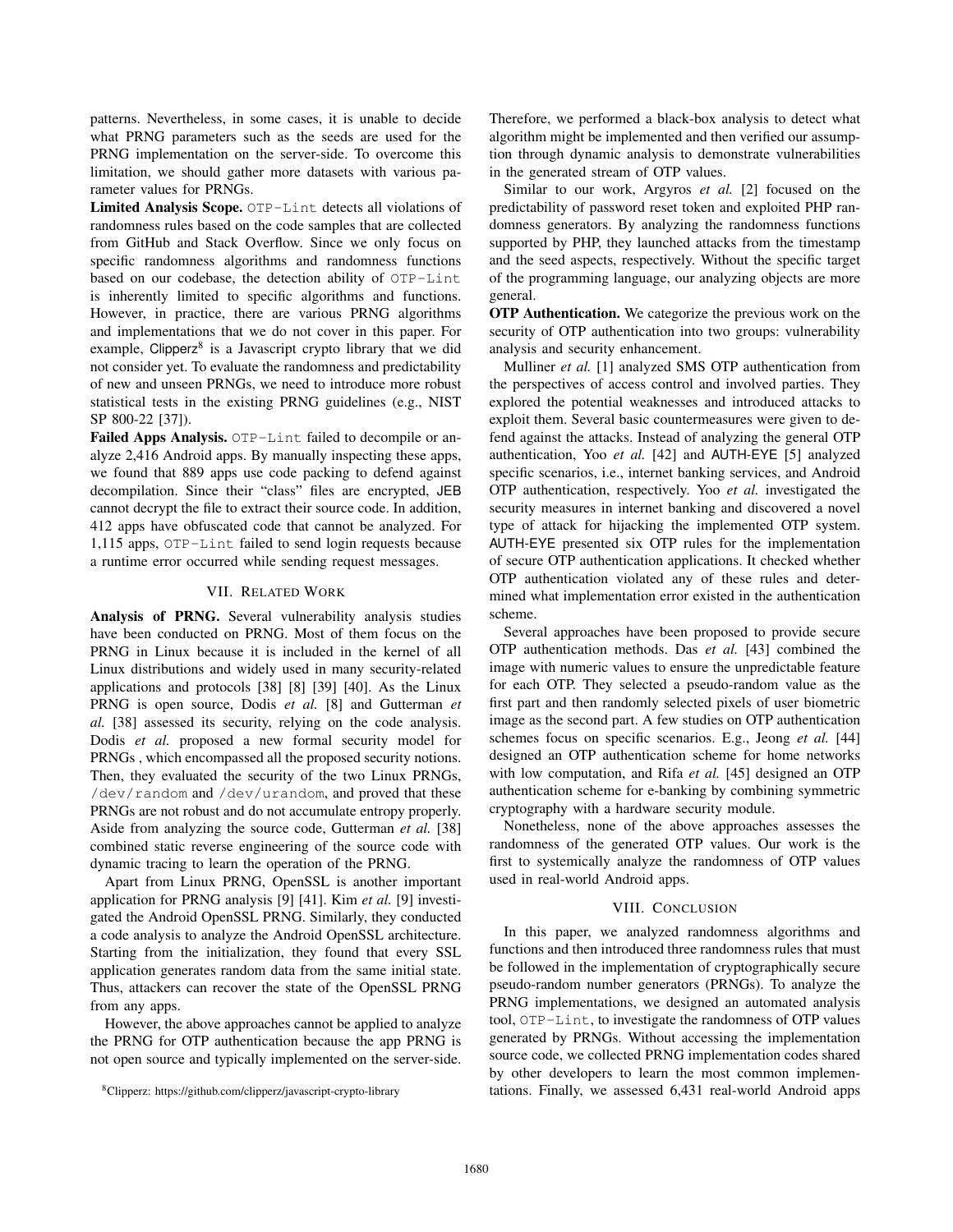patterns. Nevertheless, in some cases, it is unable to decide what PRNG parameters such as the seeds are used for the PRNG implementation on the server-side. To overcome this limitation, we should gather more datasets with various parameter values for PRNGs.

**Limited Analysis Scope.** `OTP-Lint` detects all violations of randomness rules based on the code samples that are collected from GitHub and Stack Overflow. Since we only focus on specific randomness algorithms and randomness functions based on our codebase, the detection ability of `OTP-Lint` is inherently limited to specific algorithms and functions. However, in practice, there are various PRNG algorithms and implementations that we do not cover in this paper. For example, Clipperz[8] is a Javascript crypto library that we did not consider yet. To evaluate the randomness and predictability of new and unseen PRNGs, we need to introduce more robust statistical tests in the existing PRNG guidelines (e.g., NIST SP 800-22 [37]).

**Failed Apps Analysis.** `OTP-Lint` failed to decompile or analyze 2,416 Android apps. By manually inspecting these apps, we found that 889 apps use code packing to defend against decompilation. Since their "class" files are encrypted, JEB cannot decrypt the file to extract their source code. In addition, 412 apps have obfuscated code that cannot be analyzed. For 1,115 apps, `OTP-Lint` failed to send login requests because a runtime error occurred while sending request messages.

## VII. Related Work

**Analysis of PRNG.** Several vulnerability analysis studies have been conducted on PRNG. Most of them focus on the PRNG in Linux because it is included in the kernel of all Linux distributions and widely used in many security-related applications and protocols [38] [8] [39] [40]. As the Linux PRNG is open source, Dodis *et al.* [8] and Gutterman *et al.* [38] assessed its security, relying on the code analysis. Dodis *et al.* proposed a new formal security model for PRNGs , which encompassed all the proposed security notions. Then, they evaluated the security of the two Linux PRNGs, `/dev/random` and `/dev/urandom`, and proved that these PRNGs are not robust and do not accumulate entropy properly. Aside from analyzing the source code, Gutterman *et al.* [38] combined static reverse engineering of the source code with dynamic tracing to learn the operation of the PRNG.

Apart from Linux PRNG, OpenSSL is another important application for PRNG analysis [9] [41]. Kim *et al.* [9] investigated the Android OpenSSL PRNG. Similarly, they conducted a code analysis to analyze the Android OpenSSL architecture. Starting from the initialization, they found that every SSL application generates random data from the same initial state. Thus, attackers can recover the state of the OpenSSL PRNG from any apps.

However, the above approaches cannot be applied to analyze the PRNG for OTP authentication because the app PRNG is not open source and typically implemented on the server-side. Therefore, we performed a black-box analysis to detect what algorithm might be implemented and then verified our assumption through dynamic analysis to demonstrate vulnerabilities in the generated stream of OTP values.

Similar to our work, Argyros *et al.* [2] focused on the predictability of password reset token and exploited PHP randomness generators. By analyzing the randomness functions supported by PHP, they launched attacks from the timestamp and the seed aspects, respectively. Without the specific target of the programming language, our analyzing objects are more general.

**OTP Authentication.** We categorize the previous work on the security of OTP authentication into two groups: vulnerability analysis and security enhancement.

Mulliner *et al.* [1] analyzed SMS OTP authentication from the perspectives of access control and involved parties. They explored the potential weaknesses and introduced attacks to exploit them. Several basic countermeasures were given to defend against the attacks. Instead of analyzing the general OTP authentication, Yoo *et al.* [42] and AUTH-EYE [5] analyzed specific scenarios, i.e., internet banking services, and Android OTP authentication, respectively. Yoo *et al.* investigated the security measures in internet banking and discovered a novel type of attack for hijacking the implemented OTP system. AUTH-EYE presented six OTP rules for the implementation of secure OTP authentication applications. It checked whether OTP authentication violated any of these rules and determined what implementation error existed in the authentication scheme.

Several approaches have been proposed to provide secure OTP authentication methods. Das *et al.* [43] combined the image with numeric values to ensure the unpredictable feature for each OTP. They selected a pseudo-random value as the first part and then randomly selected pixels of user biometric image as the second part. A few studies on OTP authentication schemes focus on specific scenarios. E.g., Jeong *et al.* [44] designed an OTP authentication scheme for home networks with low computation, and Rifa *et al.* [45] designed an OTP authentication scheme for e-banking by combining symmetric cryptography with a hardware security module.

Nonetheless, none of the above approaches assesses the randomness of the generated OTP values. Our work is the first to systemically analyze the randomness of OTP values used in real-world Android apps.

## VIII. Conclusion

In this paper, we analyzed randomness algorithms and functions and then introduced three randomness rules that must be followed in the implementation of cryptographically secure pseudo-random number generators (PRNGs). To analyze the PRNG implementations, we designed an automated analysis tool, `OTP-Lint`, to investigate the randomness of OTP values generated by PRNGs. Without accessing the implementation source code, we collected PRNG implementation codes shared by other developers to learn the most common implementations. Finally, we assessed 6,431 real-world Android apps

[8]Clipperz: https://github.com/clipperz/javascript-crypto-library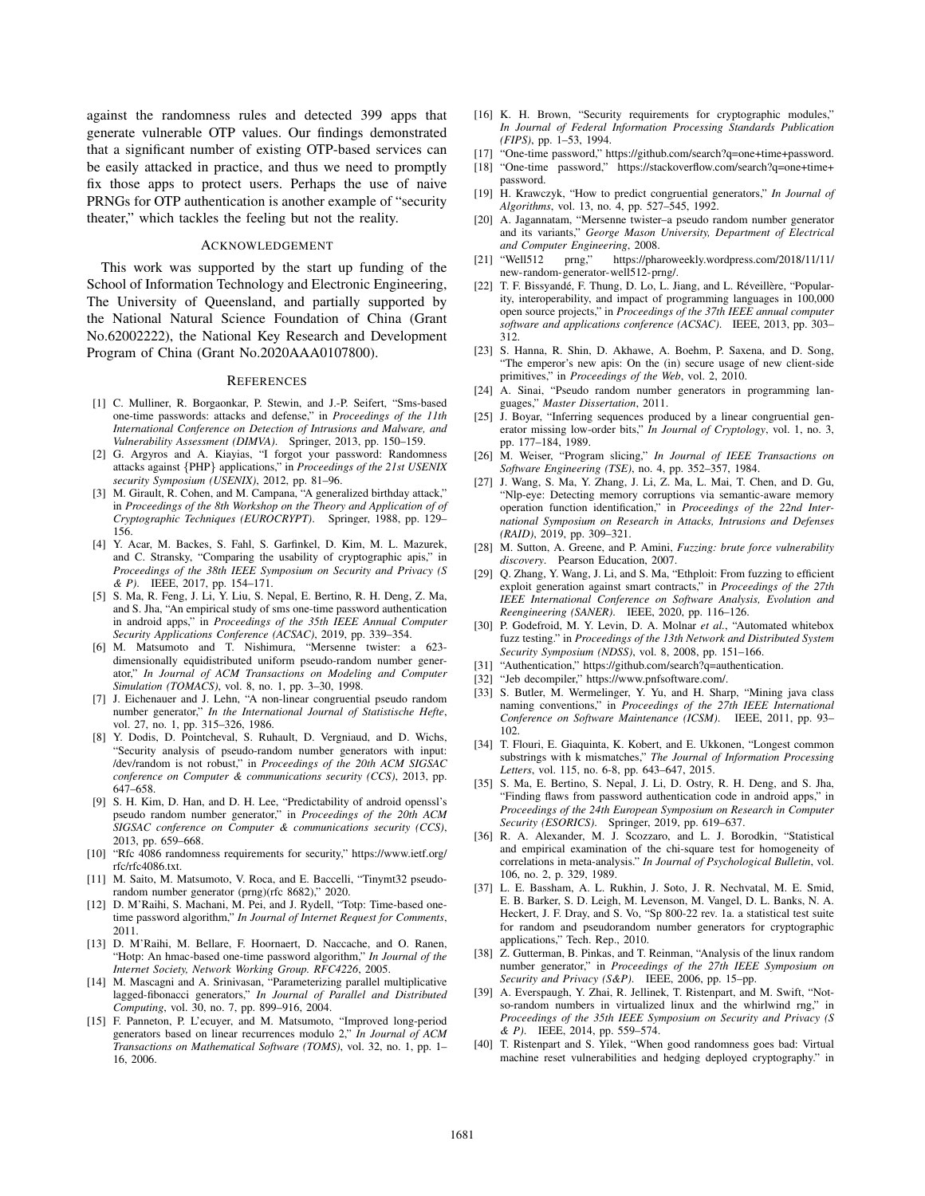against the randomness rules and detected 399 apps that generate vulnerable OTP values. Our findings demonstrated that a significant number of existing OTP-based services can be easily attacked in practice, and thus we need to promptly fix those apps to protect users. Perhaps the use of naive PRNGs for OTP authentication is another example of "security theater," which tackles the feeling but not the reality.

## Acknowledgement

This work was supported by the start up funding of the School of Information Technology and Electronic Engineering, The University of Queensland, and partially supported by the National Natural Science Foundation of China (Grant No.62002222), the National Key Research and Development Program of China (Grant No.2020AAA0107800).

## References

[1] C. Mulliner, R. Borgaonkar, P. Stewin, and J.-P. Seifert, "Sms-based one-time passwords: attacks and defense," in *Proceedings of the 11th International Conference on Detection of Intrusions and Malware, and Vulnerability Assessment (DIMVA)*. Springer, 2013, pp. 150–159.

[2] G. Argyros and A. Kiayias, "I forgot your password: Randomness attacks against {PHP} applications," in *Proceedings of the 21st USENIX security Symposium (USENIX)*, 2012, pp. 81–96.

[3] M. Girault, R. Cohen, and M. Campana, "A generalized birthday attack," in *Proceedings of the 8th Workshop on the Theory and Application of of Cryptographic Techniques (EUROCRYPT)*. Springer, 1988, pp. 129–156.

[4] Y. Acar, M. Backes, S. Fahl, S. Garfinkel, D. Kim, M. L. Mazurek, and C. Stransky, "Comparing the usability of cryptographic apis," in *Proceedings of the 38th IEEE Symposium on Security and Privacy (S & P)*. IEEE, 2017, pp. 154–171.

[5] S. Ma, R. Feng, J. Li, Y. Liu, S. Nepal, E. Bertino, R. H. Deng, Z. Ma, and S. Jha, "An empirical study of sms one-time password authentication in android apps," in *Proceedings of the 35th IEEE Annual Computer Security Applications Conference (ACSAC)*, 2019, pp. 339–354.

[6] M. Matsumoto and T. Nishimura, "Mersenne twister: a 623-dimensionally equidistributed uniform pseudo-random number generator," *In Journal of ACM Transactions on Modeling and Computer Simulation (TOMACS)*, vol. 8, no. 1, pp. 3–30, 1998.

[7] J. Eichenauer and J. Lehn, "A non-linear congruential pseudo random number generator," *In the International Journal of Statistische Hefte*, vol. 27, no. 1, pp. 315–326, 1986.

[8] Y. Dodis, D. Pointcheval, S. Ruhault, D. Vergniaud, and D. Wichs, "Security analysis of pseudo-random number generators with input: /dev/random is not robust," in *Proceedings of the 20th ACM SIGSAC conference on Computer & communications security (CCS)*, 2013, pp. 647–658.

[9] S. H. Kim, D. Han, and D. H. Lee, "Predictability of android openssl's pseudo random number generator," in *Proceedings of the 20th ACM SIGSAC conference on Computer & communications security (CCS)*, 2013, pp. 659–668.

[10] "Rfc 4086 randomness requirements for security," https://www.ietf.org/rfc/rfc4086.txt.

[11] M. Saito, M. Matsumoto, V. Roca, and E. Baccelli, "Tinymt32 pseudo-random number generator (prng)(rfc 8682)," 2020.

[12] D. M'Raihi, S. Machani, M. Pei, and J. Rydell, "Totp: Time-based one-time password algorithm," *In Journal of Internet Request for Comments*, 2011.

[13] D. M'Raihi, M. Bellare, F. Hoornaert, D. Naccache, and O. Ranen, "Hotp: An hmac-based one-time password algorithm," *In Journal of the Internet Society, Network Working Group. RFC4226*, 2005.

[14] M. Mascagni and A. Srinivasan, "Parameterizing parallel multiplicative lagged-fibonacci generators," *In Journal of Parallel and Distributed Computing*, vol. 30, no. 7, pp. 899–916, 2004.

[15] F. Panneton, P. L'ecuyer, and M. Matsumoto, "Improved long-period generators based on linear recurrences modulo 2," *In Journal of ACM Transactions on Mathematical Software (TOMS)*, vol. 32, no. 1, pp. 1–16, 2006.

[16] K. H. Brown, "Security requirements for cryptographic modules," *In Journal of Federal Information Processing Standards Publication (FIPS)*, pp. 1–53, 1994.

[17] "One-time password," https://github.com/search?q=one+time+password.

[18] "One-time password," https://stackoverflow.com/search?q=one+time+password.

[19] H. Krawczyk, "How to predict congruential generators," *In Journal of Algorithms*, vol. 13, no. 4, pp. 527–545, 1992.

[20] A. Jagannatam, "Mersenne twister–a pseudo random number generator and its variants," *George Mason University, Department of Electrical and Computer Engineering*, 2008.

[21] "Well512 prng," https://pharoweekly.wordpress.com/2018/11/11/new-random-generator-well512-prng/.

[22] T. F. Bissyandé, F. Thung, D. Lo, L. Jiang, and L. Réveillère, "Popularity, interoperability, and impact of programming languages in 100,000 open source projects," in *Proceedings of the 37th IEEE annual computer software and applications conference (ACSAC)*. IEEE, 2013, pp. 303–312.

[23] S. Hanna, R. Shin, D. Akhawe, A. Boehm, P. Saxena, and D. Song, "The emperor's new apis: On the (in) secure usage of new client-side primitives," in *Proceedings of the Web*, vol. 2, 2010.

[24] A. Sinai, "Pseudo random number generators in programming languages," *Master Dissertation*, 2011.

[25] J. Boyar, "Inferring sequences produced by a linear congruential generator missing low-order bits," *In Journal of Cryptology*, vol. 1, no. 3, pp. 177–184, 1989.

[26] M. Weiser, "Program slicing," *In Journal of IEEE Transactions on Software Engineering (TSE)*, no. 4, pp. 352–357, 1984.

[27] J. Wang, S. Ma, Y. Zhang, J. Li, Z. Ma, L. Mai, T. Chen, and D. Gu, "Nlp-eye: Detecting memory corruptions via semantic-aware memory operation function identification," in *Proceedings of the 22nd International Symposium on Research in Attacks, Intrusions and Defenses (RAID)*, 2019, pp. 309–321.

[28] M. Sutton, A. Greene, and P. Amini, *Fuzzing: brute force vulnerability discovery*. Pearson Education, 2007.

[29] Q. Zhang, Y. Wang, J. Li, and S. Ma, "Ethploit: From fuzzing to efficient exploit generation against smart contracts," in *Proceedings of the 27th IEEE International Conference on Software Analysis, Evolution and Reengineering (SANER)*. IEEE, 2020, pp. 116–126.

[30] P. Godefroid, M. Y. Levin, D. A. Molnar *et al.*, "Automated whitebox fuzz testing." in *Proceedings of the 13th Network and Distributed System Security Symposium (NDSS)*, vol. 8, 2008, pp. 151–166.

[31] "Authentication," https://github.com/search?q=authentication.

[32] "Jeb decompiler," https://www.pnfsoftware.com/.

[33] S. Butler, M. Wermelinger, Y. Yu, and H. Sharp, "Mining java class naming conventions," in *Proceedings of the 27th IEEE International Conference on Software Maintenance (ICSM)*. IEEE, 2011, pp. 93–102.

[34] T. Flouri, E. Giaquinta, K. Kobert, and E. Ukkonen, "Longest common substrings with k mismatches," *The Journal of Information Processing Letters*, vol. 115, no. 6-8, pp. 643–647, 2015.

[35] S. Ma, E. Bertino, S. Nepal, J. Li, D. Ostry, R. H. Deng, and S. Jha, "Finding flaws from password authentication code in android apps," in *Proceedings of the 24th European Symposium on Research in Computer Security (ESORICS)*. Springer, 2019, pp. 619–637.

[36] R. A. Alexander, M. J. Scozzaro, and L. J. Borodkin, "Statistical and empirical examination of the chi-square test for homogeneity of correlations in meta-analysis." *In Journal of Psychological Bulletin*, vol. 106, no. 2, p. 329, 1989.

[37] L. E. Bassham, A. L. Rukhin, J. Soto, J. R. Nechvatal, M. E. Smid, E. B. Barker, S. D. Leigh, M. Levenson, M. Vangel, D. L. Banks, N. A. Heckert, J. F. Dray, and S. Vo, "Sp 800-22 rev. 1a. a statistical test suite for random and pseudorandom number generators for cryptographic applications," Tech. Rep., 2010.

[38] Z. Gutterman, B. Pinkas, and T. Reinman, "Analysis of the linux random number generator," in *Proceedings of the 27th IEEE Symposium on Security and Privacy (S&P)*. IEEE, 2006, pp. 15–pp.

[39] A. Everspaugh, Y. Zhai, R. Jellinek, T. Ristenpart, and M. Swift, "Not-so-random numbers in virtualized linux and the whirlwind rng," in *Proceedings of the 35th IEEE Symposium on Security and Privacy (S & P)*. IEEE, 2014, pp. 559–574.

[40] T. Ristenpart and S. Yilek, "When good randomness goes bad: Virtual machine reset vulnerabilities and hedging deployed cryptography." in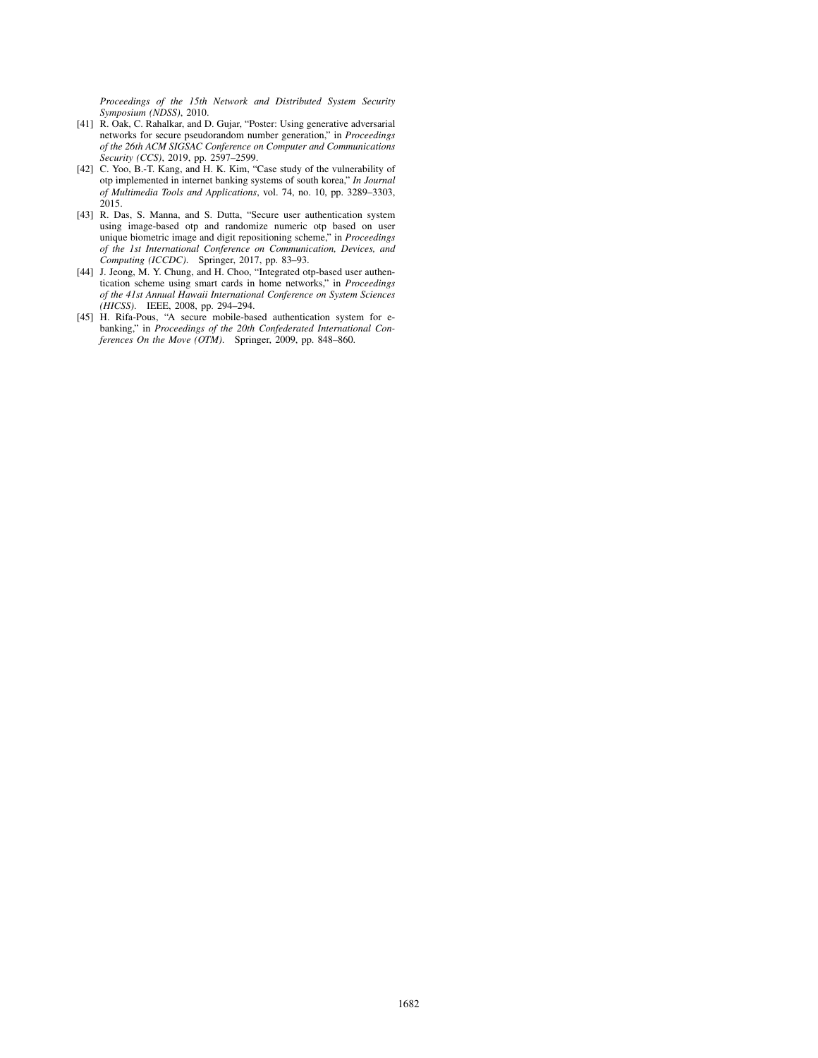*Proceedings of the 15th Network and Distributed System Security Symposium (NDSS)*, 2010.

[41] R. Oak, C. Rahalkar, and D. Gujar, "Poster: Using generative adversarial networks for secure pseudorandom number generation," in *Proceedings of the 26th ACM SIGSAC Conference on Computer and Communications Security (CCS)*, 2019, pp. 2597–2599.

[42] C. Yoo, B.-T. Kang, and H. K. Kim, "Case study of the vulnerability of otp implemented in internet banking systems of south korea," *In Journal of Multimedia Tools and Applications*, vol. 74, no. 10, pp. 3289–3303, 2015.

[43] R. Das, S. Manna, and S. Dutta, "Secure user authentication system using image-based otp and randomize numeric otp based on user unique biometric image and digit repositioning scheme," in *Proceedings of the 1st International Conference on Communication, Devices, and Computing (ICCDC)*. Springer, 2017, pp. 83–93.

[44] J. Jeong, M. Y. Chung, and H. Choo, "Integrated otp-based user authentication scheme using smart cards in home networks," in *Proceedings of the 41st Annual Hawaii International Conference on System Sciences (HICSS)*. IEEE, 2008, pp. 294–294.

[45] H. Rifa-Pous, "A secure mobile-based authentication system for e-banking," in *Proceedings of the 20th Confederated International Conferences On the Move (OTM)*. Springer, 2009, pp. 848–860.